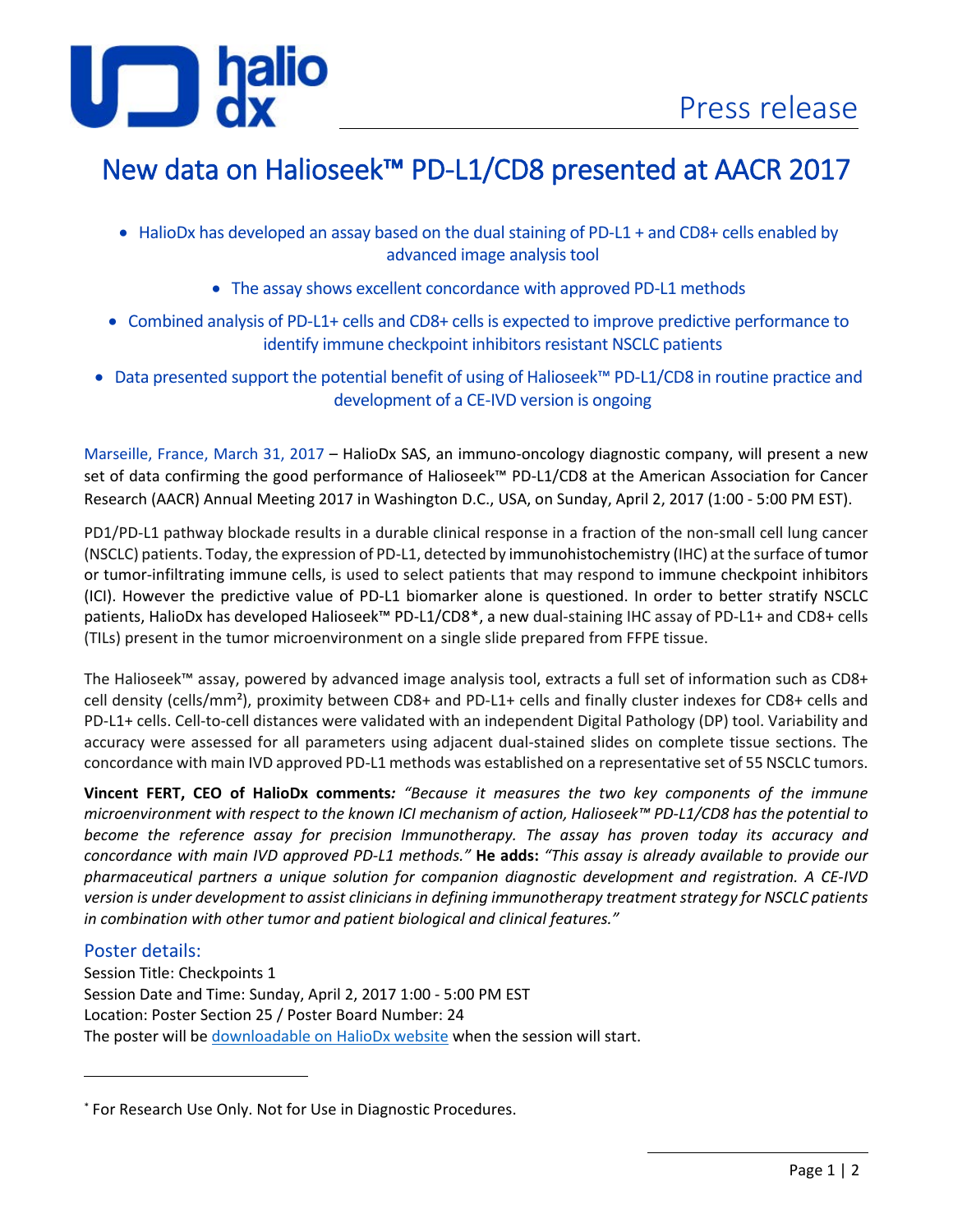Press release

# New data on Halioseek™ PD-L1/CD8 presented at AACR 2017

- HalioDx has developed an assay based on the dual staining of PD-L1 + and CD8+ cells enabled by advanced image analysis tool
- The assay shows excellent concordance with approved PD-L1 methods
- Combined analysis of PD-L1+ cells and CD8+ cells is expected to improve predictive performance to identify immune checkpoint inhibitors resistant NSCLC patients
- Data presented support the potential benefit of using of Halioseek™ PD-L1/CD8 in routine practice and development of a CE-IVD version is ongoing

Marseille, France, March 31, 2017 – HalioDx SAS, an immuno-oncology diagnostic company, will present a new set of data confirming the good performance of Halioseek™ PD-L1/CD8 at the American Association for Cancer Research (AACR) Annual Meeting 2017 in Washington D.C., USA, on Sunday, April 2, 2017 (1:00 - 5:00 PM EST).

PD1/PD-L1 pathway blockade results in a durable clinical response in a fraction of the non-small cell lung cancer (NSCLC) patients. Today, the expression of PD-L1, detected by immunohistochemistry (IHC) at the surface of tumor or tumor-infiltrating immune cells, is used to select patients that may respond to immune checkpoint inhibitors (ICI). However the predictive value of PD-L1 biomarker alone is questioned. In order to better stratify NSCLC patients, HalioDx has developed Halioseek™ PD-L1/CD8*, a new dual-staining IHC assay of PD-L1+ and CD8+ cells (TILs) present in the tumor microenvironment on a single slide prepared from FFPE tissue.

The Halioseek™ assay, powered by advanced image analysis tool, extracts a full set of information such as CD8+ cell density (cells/mm²), proximity between CD8+ and PD-L1+ cells and finally cluster indexes for CD8+ cells and PD-L1+ cells. Cell-to-cell distances were validated with an independent Digital Pathology (DP) tool. Variability and accuracy were assessed for all parameters using adjacent dual-stained slides on complete tissue sections. The concordance with main IVD approved PD-L1 methods was established on a representative set of 55 NSCLC tumors.

**Vincent FERT, CEO of HalioDx comments:** *"Because it measures the two key components of the immune microenvironment with respect to the known ICI mechanism of action, Halioseek™ PD-L1/CD8 has the potential to become the reference assay for precision Immunotherapy. The assay has proven today its accuracy and concordance with main IVD approved PD-L1 methods."* **He adds:** *"This assay is already available to provide our pharmaceutical partners a unique solution for companion diagnostic development and registration. A CE-IVD version is under development to assist clinicians in defining immunotherapy treatment strategy for NSCLC patients in combination with other tumor and patient biological and clinical features."*

## Poster details:

Session Title: Checkpoints 1
Session Date and Time: Sunday, April 2, 2017 1:00 - 5:00 PM EST
Location: Poster Section 25 / Poster Board Number: 24
The poster will be downloadable on HalioDx website when the session will start.

---

* For Research Use Only. Not for Use in Diagnostic Procedures.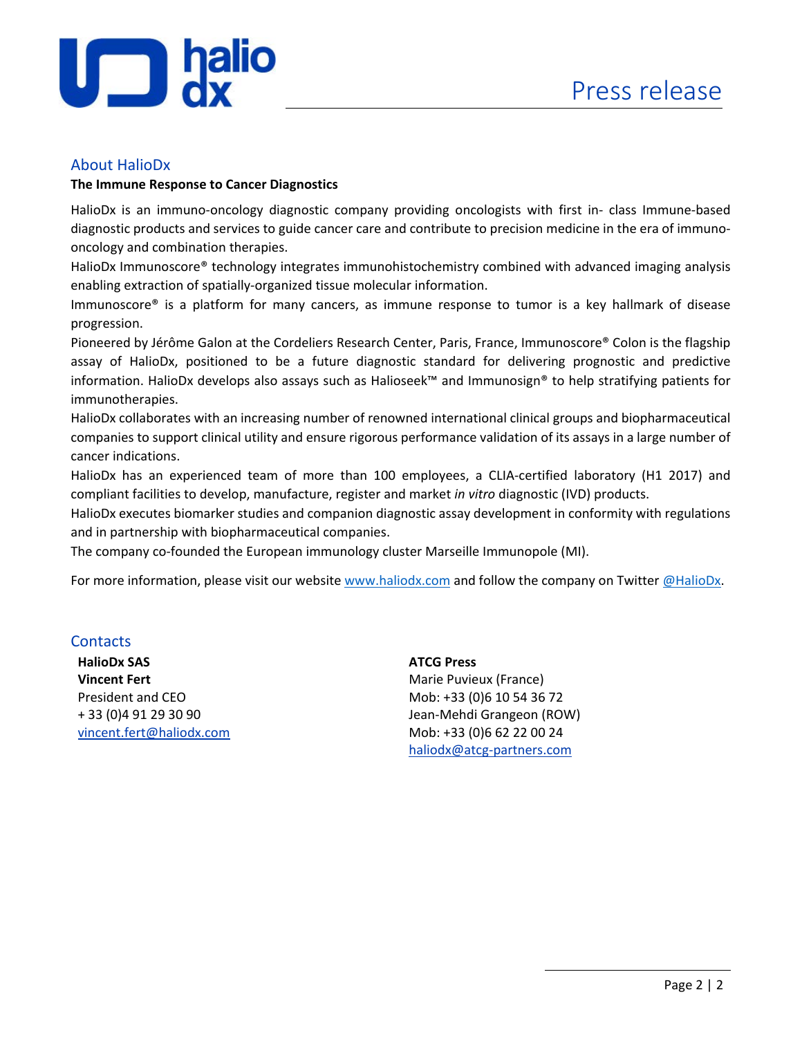## About HalioDx

**The Immune Response to Cancer Diagnostics**

HalioDx is an immuno-oncology diagnostic company providing oncologists with first in- class Immune-based diagnostic products and services to guide cancer care and contribute to precision medicine in the era of immuno-oncology and combination therapies.

HalioDx Immunoscore® technology integrates immunohistochemistry combined with advanced imaging analysis enabling extraction of spatially-organized tissue molecular information.

Immunoscore® is a platform for many cancers, as immune response to tumor is a key hallmark of disease progression.

Pioneered by Jérôme Galon at the Cordeliers Research Center, Paris, France, Immunoscore® Colon is the flagship assay of HalioDx, positioned to be a future diagnostic standard for delivering prognostic and predictive information. HalioDx develops also assays such as Halioseek™ and Immunosign® to help stratifying patients for immunotherapies.

HalioDx collaborates with an increasing number of renowned international clinical groups and biopharmaceutical companies to support clinical utility and ensure rigorous performance validation of its assays in a large number of cancer indications.

HalioDx has an experienced team of more than 100 employees, a CLIA-certified laboratory (H1 2017) and compliant facilities to develop, manufacture, register and market *in vitro* diagnostic (IVD) products.

HalioDx executes biomarker studies and companion diagnostic assay development in conformity with regulations and in partnership with biopharmaceutical companies.

The company co-founded the European immunology cluster Marseille Immunopole (MI).

For more information, please visit our website www.haliodx.com and follow the company on Twitter @HalioDx.

## Contacts

**HalioDx SAS**
**Vincent Fert**
President and CEO
+ 33 (0)4 91 29 30 90
vincent.fert@haliodx.com

**ATCG Press**
Marie Puvieux (France)
Mob: +33 (0)6 10 54 36 72
Jean-Mehdi Grangeon (ROW)
Mob: +33 (0)6 62 22 00 24
haliodx@atcg-partners.com